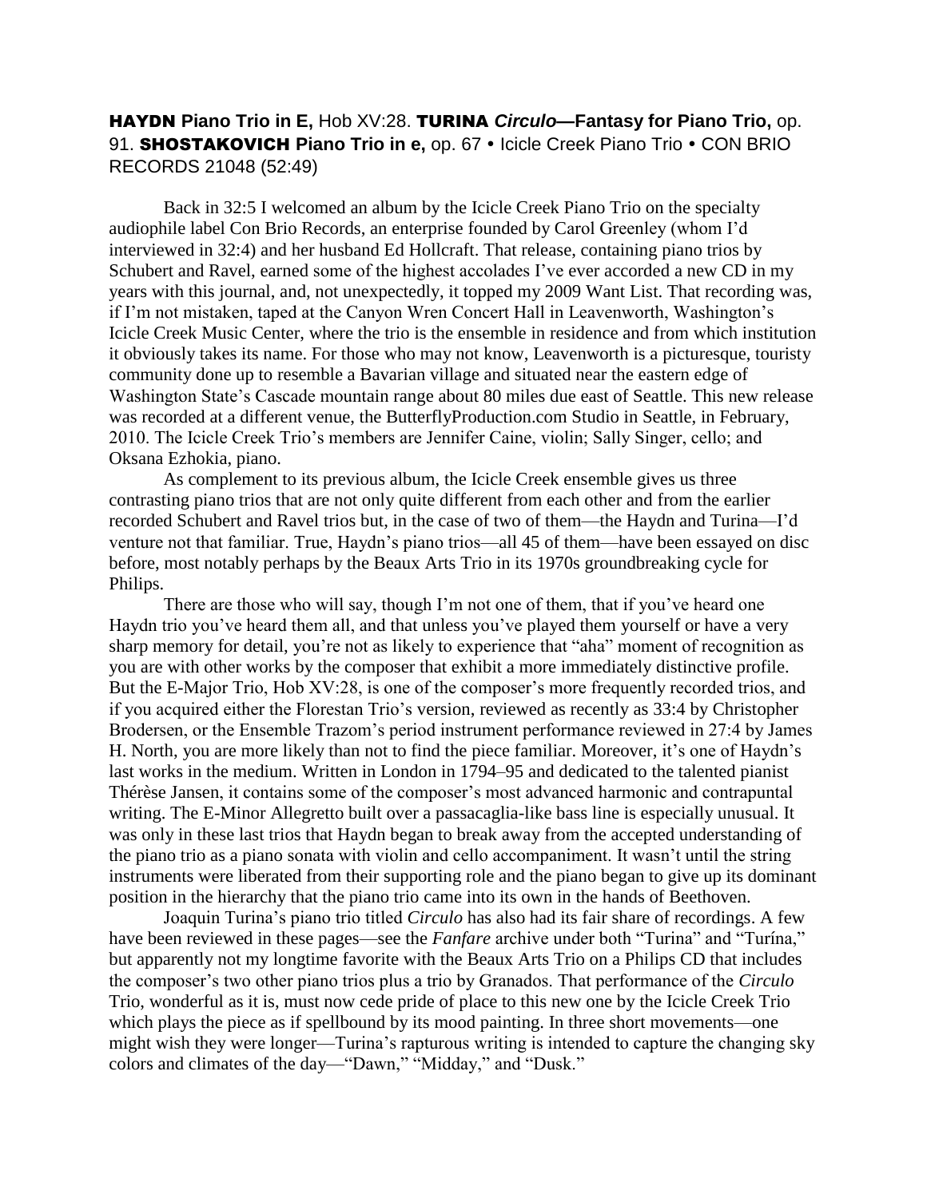**HAYDN Piano Trio in E,** Hob XV:28. **TURINA *Circulo*—Fantasy for Piano Trio,** op. 91. **SHOSTAKOVICH Piano Trio in e,** op. 67 • Icicle Creek Piano Trio • CON BRIO RECORDS 21048 (52:49)

Back in 32:5 I welcomed an album by the Icicle Creek Piano Trio on the specialty audiophile label Con Brio Records, an enterprise founded by Carol Greenley (whom I'd interviewed in 32:4) and her husband Ed Hollcraft. That release, containing piano trios by Schubert and Ravel, earned some of the highest accolades I've ever accorded a new CD in my years with this journal, and, not unexpectedly, it topped my 2009 Want List. That recording was, if I'm not mistaken, taped at the Canyon Wren Concert Hall in Leavenworth, Washington's Icicle Creek Music Center, where the trio is the ensemble in residence and from which institution it obviously takes its name. For those who may not know, Leavenworth is a picturesque, touristy community done up to resemble a Bavarian village and situated near the eastern edge of Washington State's Cascade mountain range about 80 miles due east of Seattle. This new release was recorded at a different venue, the ButterflyProduction.com Studio in Seattle, in February, 2010. The Icicle Creek Trio's members are Jennifer Caine, violin; Sally Singer, cello; and Oksana Ezhokia, piano.

As complement to its previous album, the Icicle Creek ensemble gives us three contrasting piano trios that are not only quite different from each other and from the earlier recorded Schubert and Ravel trios but, in the case of two of them—the Haydn and Turina—I'd venture not that familiar. True, Haydn's piano trios—all 45 of them—have been essayed on disc before, most notably perhaps by the Beaux Arts Trio in its 1970s groundbreaking cycle for Philips.

There are those who will say, though I'm not one of them, that if you've heard one Haydn trio you've heard them all, and that unless you've played them yourself or have a very sharp memory for detail, you're not as likely to experience that "aha" moment of recognition as you are with other works by the composer that exhibit a more immediately distinctive profile. But the E-Major Trio, Hob XV:28, is one of the composer's more frequently recorded trios, and if you acquired either the Florestan Trio's version, reviewed as recently as 33:4 by Christopher Brodersen, or the Ensemble Trazom's period instrument performance reviewed in 27:4 by James H. North, you are more likely than not to find the piece familiar. Moreover, it's one of Haydn's last works in the medium. Written in London in 1794–95 and dedicated to the talented pianist Thérèse Jansen, it contains some of the composer's most advanced harmonic and contrapuntal writing. The E-Minor Allegretto built over a passacaglia-like bass line is especially unusual. It was only in these last trios that Haydn began to break away from the accepted understanding of the piano trio as a piano sonata with violin and cello accompaniment. It wasn't until the string instruments were liberated from their supporting role and the piano began to give up its dominant position in the hierarchy that the piano trio came into its own in the hands of Beethoven.

Joaquin Turina's piano trio titled *Circulo* has also had its fair share of recordings. A few have been reviewed in these pages—see the *Fanfare* archive under both "Turina" and "Turína," but apparently not my longtime favorite with the Beaux Arts Trio on a Philips CD that includes the composer's two other piano trios plus a trio by Granados. That performance of the *Circulo* Trio, wonderful as it is, must now cede pride of place to this new one by the Icicle Creek Trio which plays the piece as if spellbound by its mood painting. In three short movements—one might wish they were longer—Turina's rapturous writing is intended to capture the changing sky colors and climates of the day—"Dawn," "Midday," and "Dusk."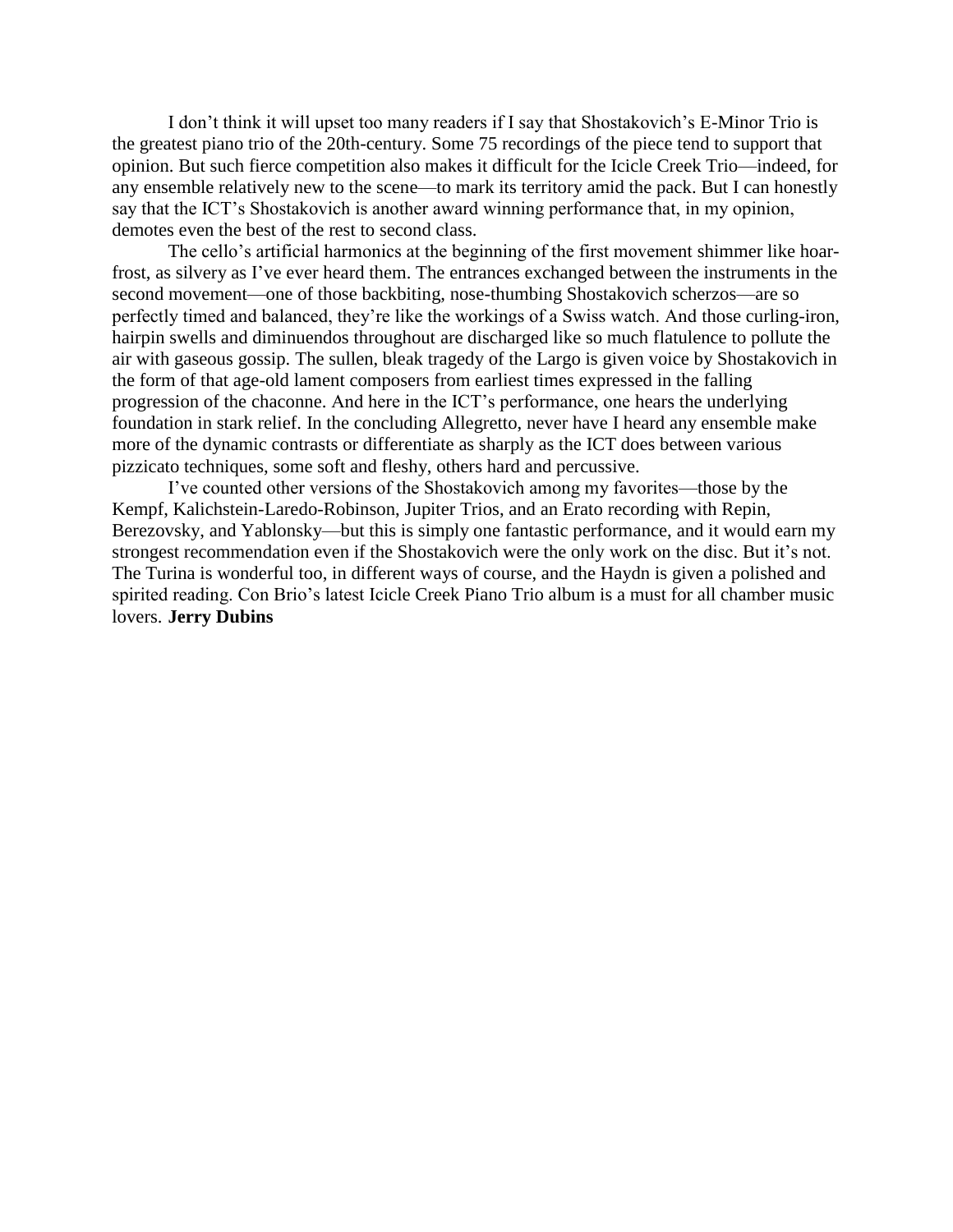I don't think it will upset too many readers if I say that Shostakovich's E-Minor Trio is the greatest piano trio of the 20th-century. Some 75 recordings of the piece tend to support that opinion. But such fierce competition also makes it difficult for the Icicle Creek Trio—indeed, for any ensemble relatively new to the scene—to mark its territory amid the pack. But I can honestly say that the ICT's Shostakovich is another award winning performance that, in my opinion, demotes even the best of the rest to second class.

The cello's artificial harmonics at the beginning of the first movement shimmer like hoar-frost, as silvery as I've ever heard them. The entrances exchanged between the instruments in the second movement—one of those backbiting, nose-thumbing Shostakovich scherzos—are so perfectly timed and balanced, they're like the workings of a Swiss watch. And those curling-iron, hairpin swells and diminuendos throughout are discharged like so much flatulence to pollute the air with gaseous gossip. The sullen, bleak tragedy of the Largo is given voice by Shostakovich in the form of that age-old lament composers from earliest times expressed in the falling progression of the chaconne. And here in the ICT's performance, one hears the underlying foundation in stark relief. In the concluding Allegretto, never have I heard any ensemble make more of the dynamic contrasts or differentiate as sharply as the ICT does between various pizzicato techniques, some soft and fleshy, others hard and percussive.

I've counted other versions of the Shostakovich among my favorites—those by the Kempf, Kalichstein-Laredo-Robinson, Jupiter Trios, and an Erato recording with Repin, Berezovsky, and Yablonsky—but this is simply one fantastic performance, and it would earn my strongest recommendation even if the Shostakovich were the only work on the disc. But it's not. The Turina is wonderful too, in different ways of course, and the Haydn is given a polished and spirited reading. Con Brio's latest Icicle Creek Piano Trio album is a must for all chamber music lovers. **Jerry Dubins**